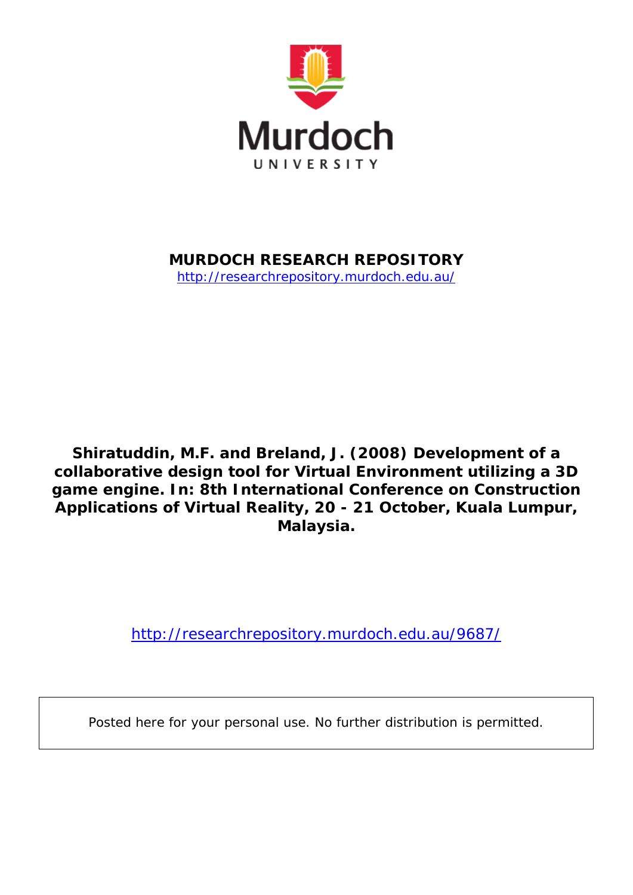Murdoch UNIVERSITY

**MURDOCH RESEARCH REPOSITORY**
http://researchrepository.murdoch.edu.au/

**Shiratuddin, M.F. and Breland, J. (2008) Development of a collaborative design tool for Virtual Environment utilizing a 3D game engine. In: 8th International Conference on Construction Applications of Virtual Reality, 20 - 21 October, Kuala Lumpur, Malaysia.**

http://researchrepository.murdoch.edu.au/9687/

Posted here for your personal use. No further distribution is permitted.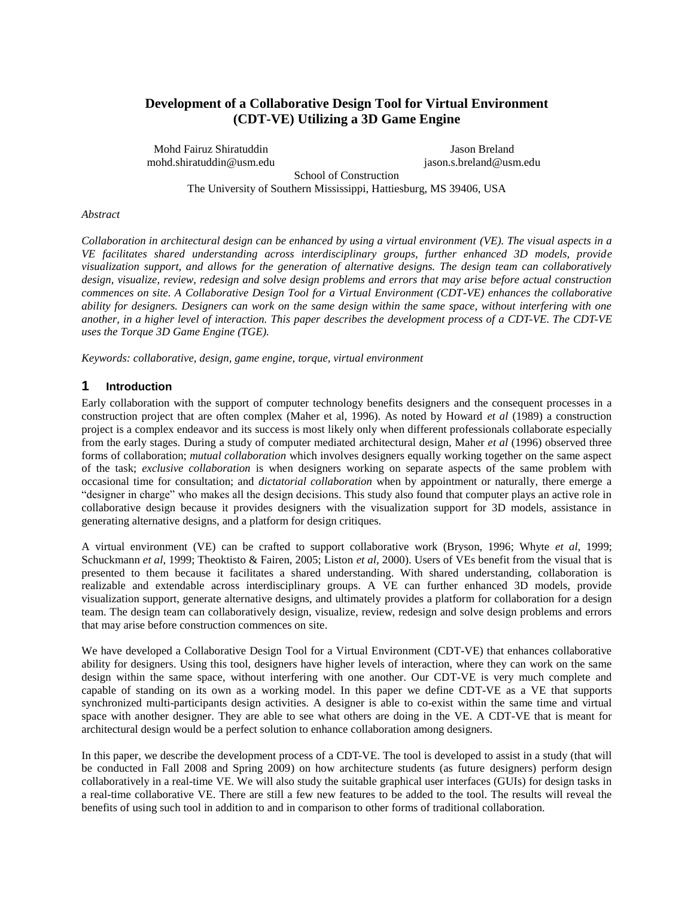# Development of a Collaborative Design Tool for Virtual Environment (CDT-VE) Utilizing a 3D Game Engine

Mohd Fairuz Shiratuddin
mohd.shiratuddin@usm.edu

Jason Breland
jason.s.breland@usm.edu

School of Construction
The University of Southern Mississippi, Hattiesburg, MS 39406, USA

*Abstract*

*Collaboration in architectural design can be enhanced by using a virtual environment (VE). The visual aspects in a VE facilitates shared understanding across interdisciplinary groups, further enhanced 3D models, provide visualization support, and allows for the generation of alternative designs. The design team can collaboratively design, visualize, review, redesign and solve design problems and errors that may arise before actual construction commences on site. A Collaborative Design Tool for a Virtual Environment (CDT-VE) enhances the collaborative ability for designers. Designers can work on the same design within the same space, without interfering with one another, in a higher level of interaction. This paper describes the development process of a CDT-VE. The CDT-VE uses the Torque 3D Game Engine (TGE).*

*Keywords: collaborative, design, game engine, torque, virtual environment*

## 1 Introduction

Early collaboration with the support of computer technology benefits designers and the consequent processes in a construction project that are often complex (Maher et al, 1996). As noted by Howard *et al* (1989) a construction project is a complex endeavor and its success is most likely only when different professionals collaborate especially from the early stages. During a study of computer mediated architectural design, Maher *et al* (1996) observed three forms of collaboration; *mutual collaboration* which involves designers equally working together on the same aspect of the task; *exclusive collaboration* is when designers working on separate aspects of the same problem with occasional time for consultation; and *dictatorial collaboration* when by appointment or naturally, there emerge a "designer in charge" who makes all the design decisions. This study also found that computer plays an active role in collaborative design because it provides designers with the visualization support for 3D models, assistance in generating alternative designs, and a platform for design critiques.

A virtual environment (VE) can be crafted to support collaborative work (Bryson, 1996; Whyte *et al*, 1999; Schuckmann *et al*, 1999; Theoktisto & Fairen, 2005; Liston *et al*, 2000). Users of VEs benefit from the visual that is presented to them because it facilitates a shared understanding. With shared understanding, collaboration is realizable and extendable across interdisciplinary groups. A VE can further enhanced 3D models, provide visualization support, generate alternative designs, and ultimately provides a platform for collaboration for a design team. The design team can collaboratively design, visualize, review, redesign and solve design problems and errors that may arise before construction commences on site.

We have developed a Collaborative Design Tool for a Virtual Environment (CDT-VE) that enhances collaborative ability for designers. Using this tool, designers have higher levels of interaction, where they can work on the same design within the same space, without interfering with one another. Our CDT-VE is very much complete and capable of standing on its own as a working model. In this paper we define CDT-VE as a VE that supports synchronized multi-participants design activities. A designer is able to co-exist within the same time and virtual space with another designer. They are able to see what others are doing in the VE. A CDT-VE that is meant for architectural design would be a perfect solution to enhance collaboration among designers.

In this paper, we describe the development process of a CDT-VE. The tool is developed to assist in a study (that will be conducted in Fall 2008 and Spring 2009) on how architecture students (as future designers) perform design collaboratively in a real-time VE. We will also study the suitable graphical user interfaces (GUIs) for design tasks in a real-time collaborative VE. There are still a few new features to be added to the tool. The results will reveal the benefits of using such tool in addition to and in comparison to other forms of traditional collaboration.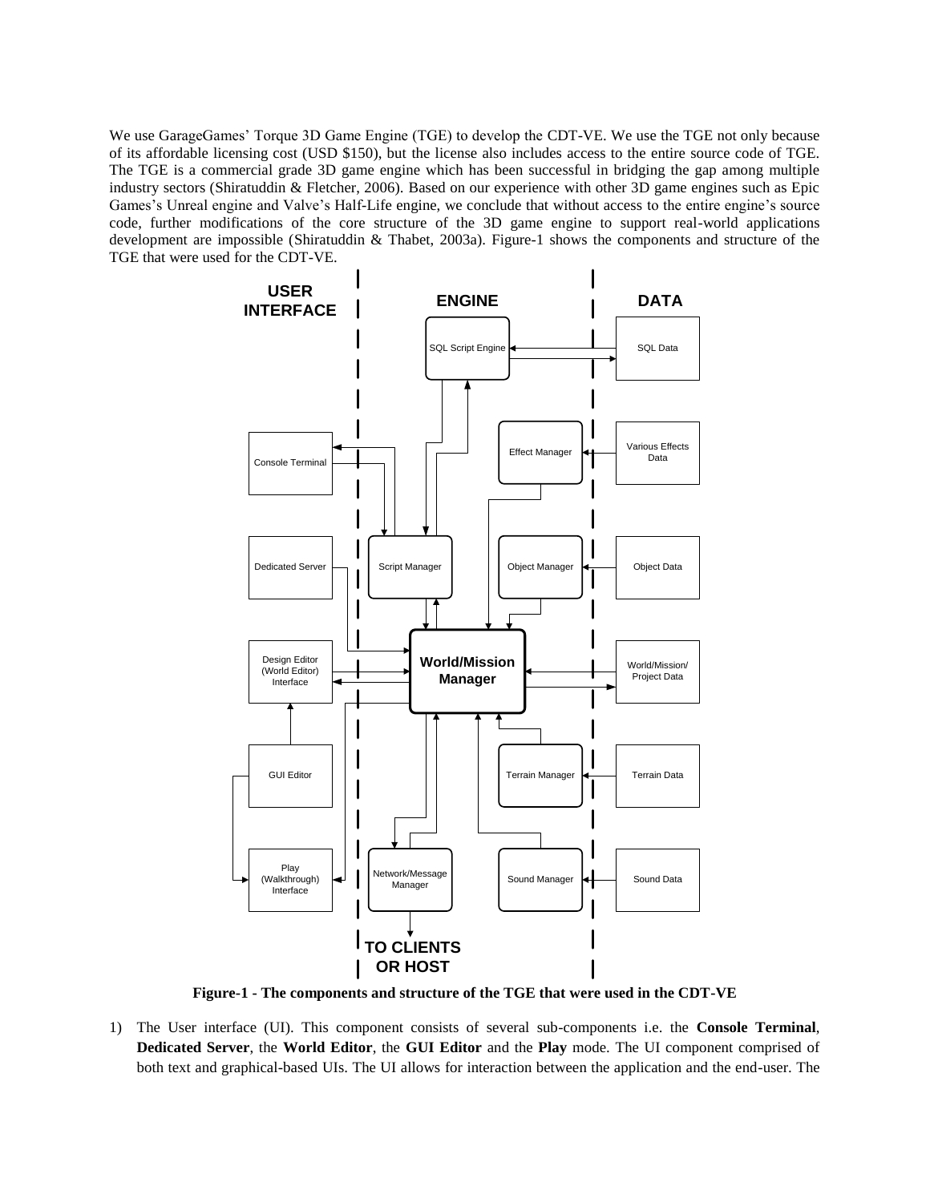We use GarageGames' Torque 3D Game Engine (TGE) to develop the CDT-VE. We use the TGE not only because of its affordable licensing cost (USD $150), but the license also includes access to the entire source code of TGE. The TGE is a commercial grade 3D game engine which has been successful in bridging the gap among multiple industry sectors (Shiratuddin & Fletcher, 2006). Based on our experience with other 3D game engines such as Epic Games's Unreal engine and Valve's Half-Life engine, we conclude that without access to the entire engine's source code, further modifications of the core structure of the 3D game engine to support real-world applications development are impossible (Shiratuddin & Thabet, 2003a). Figure-1 shows the components and structure of the TGE that were used for the CDT-VE.

**Figure-1 - The components and structure of the TGE that were used in the CDT-VE**

1) The User interface (UI). This component consists of several sub-components i.e. the **Console Terminal**, **Dedicated Server**, the **World Editor**, the **GUI Editor** and the **Play** mode. The UI component comprised of both text and graphical-based UIs. The UI allows for interaction between the application and the end-user. The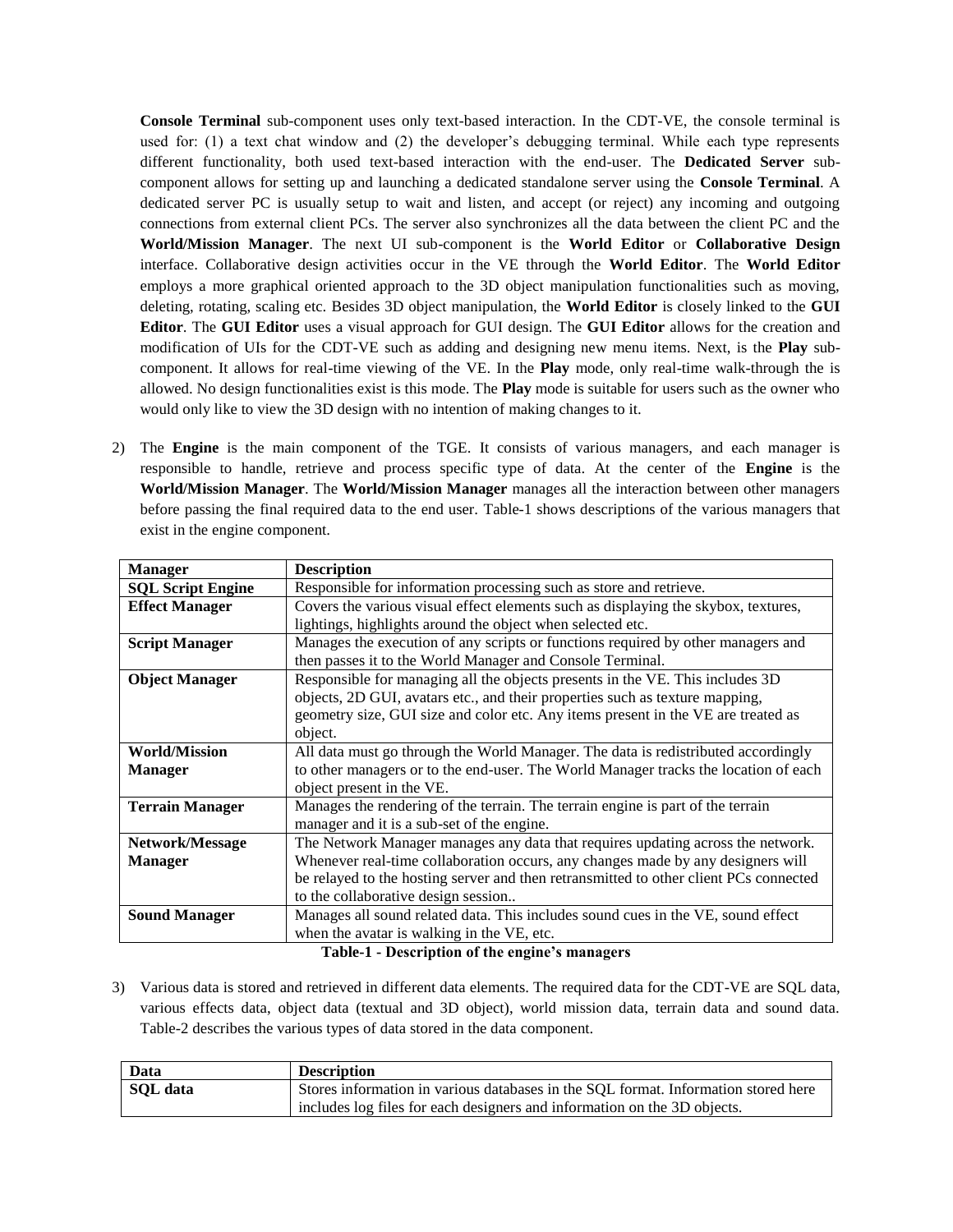**Console Terminal** sub-component uses only text-based interaction. In the CDT-VE, the console terminal is used for: (1) a text chat window and (2) the developer's debugging terminal. While each type represents different functionality, both used text-based interaction with the end-user. The **Dedicated Server** sub-component allows for setting up and launching a dedicated standalone server using the **Console Terminal**. A dedicated server PC is usually setup to wait and listen, and accept (or reject) any incoming and outgoing connections from external client PCs. The server also synchronizes all the data between the client PC and the **World/Mission Manager**. The next UI sub-component is the **World Editor** or **Collaborative Design** interface. Collaborative design activities occur in the VE through the **World Editor**. The **World Editor** employs a more graphical oriented approach to the 3D object manipulation functionalities such as moving, deleting, rotating, scaling etc. Besides 3D object manipulation, the **World Editor** is closely linked to the **GUI Editor**. The **GUI Editor** uses a visual approach for GUI design. The **GUI Editor** allows for the creation and modification of UIs for the CDT-VE such as adding and designing new menu items. Next, is the **Play** sub-component. It allows for real-time viewing of the VE. In the **Play** mode, only real-time walk-through the is allowed. No design functionalities exist is this mode. The **Play** mode is suitable for users such as the owner who would only like to view the 3D design with no intention of making changes to it.

2) The **Engine** is the main component of the TGE. It consists of various managers, and each manager is responsible to handle, retrieve and process specific type of data. At the center of the **Engine** is the **World/Mission Manager**. The **World/Mission Manager** manages all the interaction between other managers before passing the final required data to the end user. Table-1 shows descriptions of the various managers that exist in the engine component.

| **Manager** | **Description** |
|---|---|
| **SQL Script Engine** | Responsible for information processing such as store and retrieve. |
| **Effect Manager** | Covers the various visual effect elements such as displaying the skybox, textures, lightings, highlights around the object when selected etc. |
| **Script Manager** | Manages the execution of any scripts or functions required by other managers and then passes it to the World Manager and Console Terminal. |
| **Object Manager** | Responsible for managing all the objects presents in the VE. This includes 3D objects, 2D GUI, avatars etc., and their properties such as texture mapping, geometry size, GUI size and color etc. Any items present in the VE are treated as object. |
| **World/Mission Manager** | All data must go through the World Manager. The data is redistributed accordingly to other managers or to the end-user. The World Manager tracks the location of each object present in the VE. |
| **Terrain Manager** | Manages the rendering of the terrain. The terrain engine is part of the terrain manager and it is a sub-set of the engine. |
| **Network/Message Manager** | The Network Manager manages any data that requires updating across the network. Whenever real-time collaboration occurs, any changes made by any designers will be relayed to the hosting server and then retransmitted to other client PCs connected to the collaborative design session.. |
| **Sound Manager** | Manages all sound related data. This includes sound cues in the VE, sound effect when the avatar is walking in the VE, etc. |

**Table-1 - Description of the engine's managers**

3) Various data is stored and retrieved in different data elements. The required data for the CDT-VE are SQL data, various effects data, object data (textual and 3D object), world mission data, terrain data and sound data. Table-2 describes the various types of data stored in the data component.

| **Data** | **Description** |
|---|---|
| **SQL data** | Stores information in various databases in the SQL format. Information stored here includes log files for each designers and information on the 3D objects. |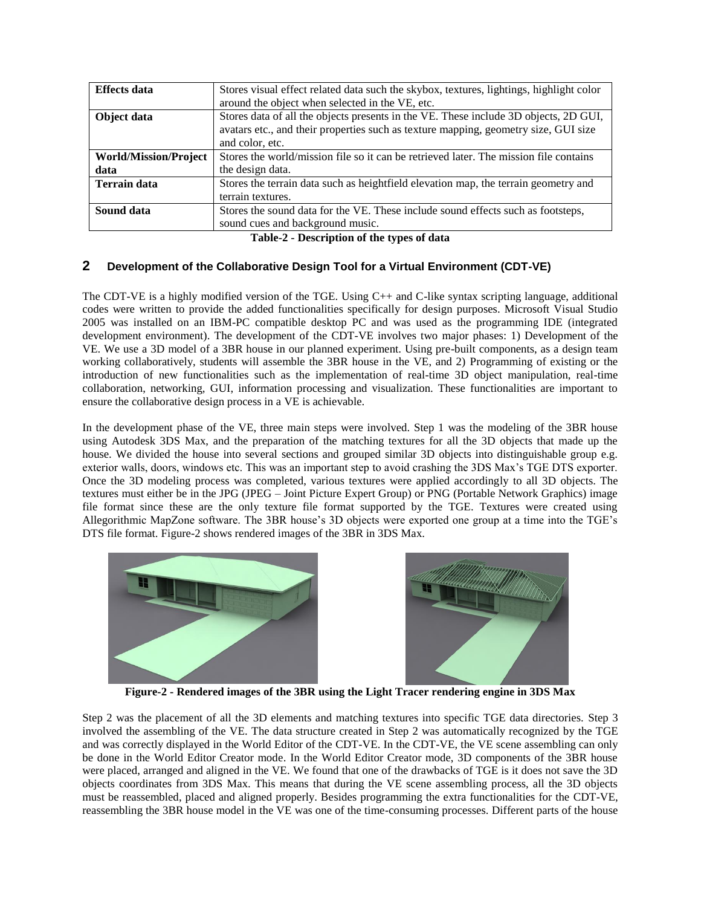| | |
|---|---|
| **Effects data** | Stores visual effect related data such the skybox, textures, lightings, highlight color around the object when selected in the VE, etc. |
| **Object data** | Stores data of all the objects presents in the VE. These include 3D objects, 2D GUI, avatars etc., and their properties such as texture mapping, geometry size, GUI size and color, etc. |
| **World/Mission/Project data** | Stores the world/mission file so it can be retrieved later. The mission file contains the design data. |
| **Terrain data** | Stores the terrain data such as heightfield elevation map, the terrain geometry and terrain textures. |
| **Sound data** | Stores the sound data for the VE. These include sound effects such as footsteps, sound cues and background music. |

**Table-2 - Description of the types of data**

## 2 Development of the Collaborative Design Tool for a Virtual Environment (CDT-VE)

The CDT-VE is a highly modified version of the TGE. Using C++ and C-like syntax scripting language, additional codes were written to provide the added functionalities specifically for design purposes. Microsoft Visual Studio 2005 was installed on an IBM-PC compatible desktop PC and was used as the programming IDE (integrated development environment). The development of the CDT-VE involves two major phases: 1) Development of the VE. We use a 3D model of a 3BR house in our planned experiment. Using pre-built components, as a design team working collaboratively, students will assemble the 3BR house in the VE, and 2) Programming of existing or the introduction of new functionalities such as the implementation of real-time 3D object manipulation, real-time collaboration, networking, GUI, information processing and visualization. These functionalities are important to ensure the collaborative design process in a VE is achievable.

In the development phase of the VE, three main steps were involved. Step 1 was the modeling of the 3BR house using Autodesk 3DS Max, and the preparation of the matching textures for all the 3D objects that made up the house. We divided the house into several sections and grouped similar 3D objects into distinguishable group e.g. exterior walls, doors, windows etc. This was an important step to avoid crashing the 3DS Max's TGE DTS exporter. Once the 3D modeling process was completed, various textures were applied accordingly to all 3D objects. The textures must either be in the JPG (JPEG – Joint Picture Expert Group) or PNG (Portable Network Graphics) image file format since these are the only texture file format supported by the TGE. Textures were created using Allegorithmic MapZone software. The 3BR house's 3D objects were exported one group at a time into the TGE's DTS file format. Figure-2 shows rendered images of the 3BR in 3DS Max.

**Figure-2 - Rendered images of the 3BR using the Light Tracer rendering engine in 3DS Max**

Step 2 was the placement of all the 3D elements and matching textures into specific TGE data directories. Step 3 involved the assembling of the VE. The data structure created in Step 2 was automatically recognized by the TGE and was correctly displayed in the World Editor of the CDT-VE. In the CDT-VE, the VE scene assembling can only be done in the World Editor Creator mode. In the World Editor Creator mode, 3D components of the 3BR house were placed, arranged and aligned in the VE. We found that one of the drawbacks of TGE is it does not save the 3D objects coordinates from 3DS Max. This means that during the VE scene assembling process, all the 3D objects must be reassembled, placed and aligned properly. Besides programming the extra functionalities for the CDT-VE, reassembling the 3BR house model in the VE was one of the time-consuming processes. Different parts of the house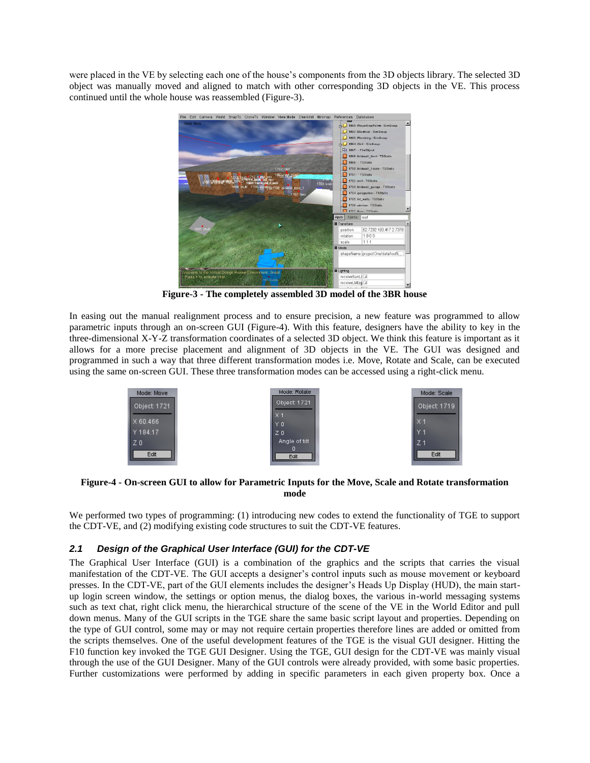were placed in the VE by selecting each one of the house's components from the 3D objects library. The selected 3D object was manually moved and aligned to match with other corresponding 3D objects in the VE. This process continued until the whole house was reassembled (Figure-3).

**Figure-3 - The completely assembled 3D model of the 3BR house**

In easing out the manual realignment process and to ensure precision, a new feature was programmed to allow parametric inputs through an on-screen GUI (Figure-4). With this feature, designers have the ability to key in the three-dimensional X-Y-Z transformation coordinates of a selected 3D object. We think this feature is important as it allows for a more precise placement and alignment of 3D objects in the VE. The GUI was designed and programmed in such a way that three different transformation modes i.e. Move, Rotate and Scale, can be executed using the same on-screen GUI. These three transformation modes can be accessed using a right-click menu.

**Figure-4 - On-screen GUI to allow for Parametric Inputs for the Move, Scale and Rotate transformation mode**

We performed two types of programming: (1) introducing new codes to extend the functionality of TGE to support the CDT-VE, and (2) modifying existing code structures to suit the CDT-VE features.

### *2.1 Design of the Graphical User Interface (GUI) for the CDT-VE*

The Graphical User Interface (GUI) is a combination of the graphics and the scripts that carries the visual manifestation of the CDT-VE. The GUI accepts a designer's control inputs such as mouse movement or keyboard presses. In the CDT-VE, part of the GUI elements includes the designer's Heads Up Display (HUD), the main start-up login screen window, the settings or option menus, the dialog boxes, the various in-world messaging systems such as text chat, right click menu, the hierarchical structure of the scene of the VE in the World Editor and pull down menus. Many of the GUI scripts in the TGE share the same basic script layout and properties. Depending on the type of GUI control, some may or may not require certain properties therefore lines are added or omitted from the scripts themselves. One of the useful development features of the TGE is the visual GUI designer. Hitting the F10 function key invoked the TGE GUI Designer. Using the TGE, GUI design for the CDT-VE was mainly visual through the use of the GUI Designer. Many of the GUI controls were already provided, with some basic properties. Further customizations were performed by adding in specific parameters in each given property box. Once a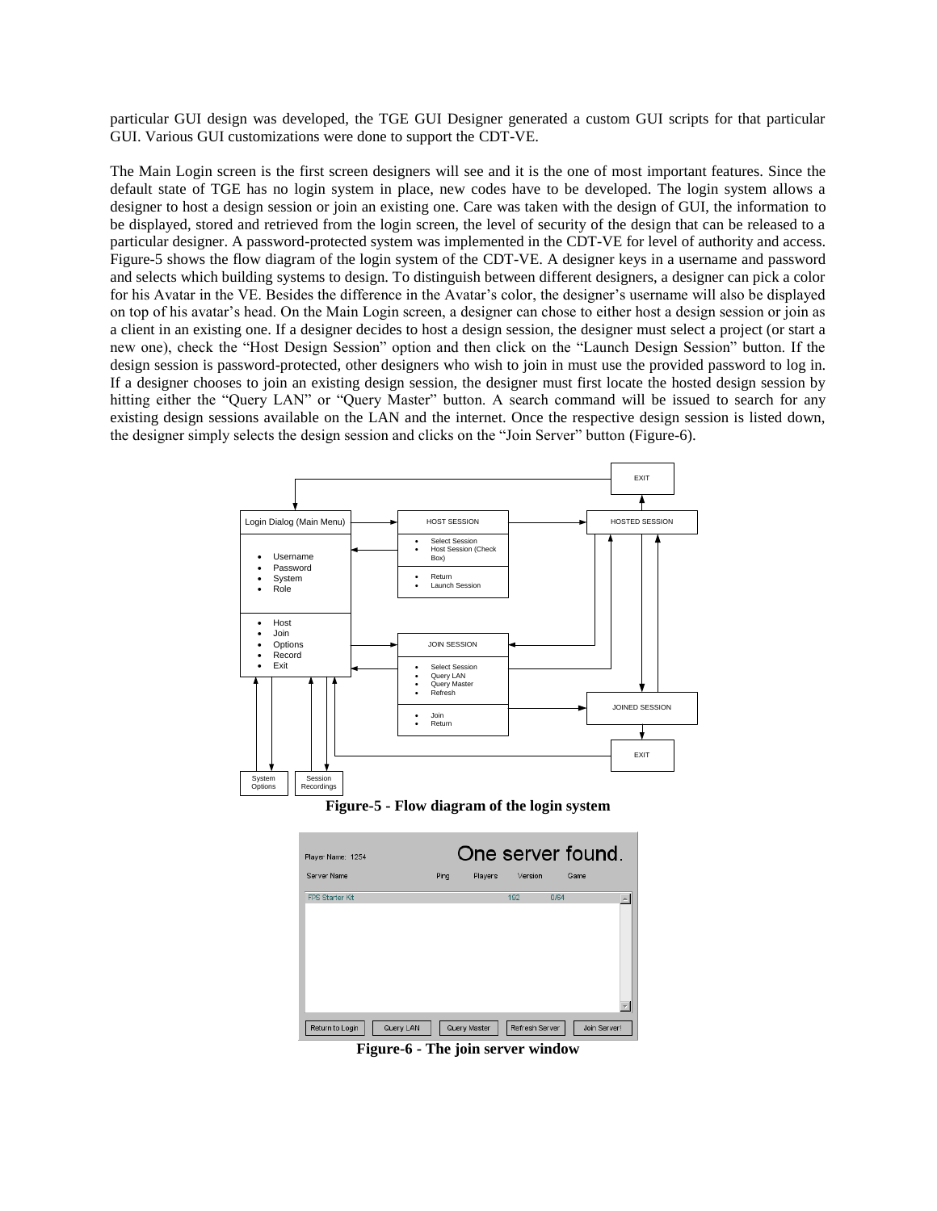particular GUI design was developed, the TGE GUI Designer generated a custom GUI scripts for that particular GUI. Various GUI customizations were done to support the CDT-VE.

The Main Login screen is the first screen designers will see and it is the one of most important features. Since the default state of TGE has no login system in place, new codes have to be developed. The login system allows a designer to host a design session or join an existing one. Care was taken with the design of GUI, the information to be displayed, stored and retrieved from the login screen, the level of security of the design that can be released to a particular designer. A password-protected system was implemented in the CDT-VE for level of authority and access. Figure-5 shows the flow diagram of the login system of the CDT-VE. A designer keys in a username and password and selects which building systems to design. To distinguish between different designers, a designer can pick a color for his Avatar in the VE. Besides the difference in the Avatar's color, the designer's username will also be displayed on top of his avatar's head. On the Main Login screen, a designer can chose to either host a design session or join as a client in an existing one. If a designer decides to host a design session, the designer must select a project (or start a new one), check the "Host Design Session" option and then click on the "Launch Design Session" button. If the design session is password-protected, other designers who wish to join in must use the provided password to log in. If a designer chooses to join an existing design session, the designer must first locate the hosted design session by hitting either the "Query LAN" or "Query Master" button. A search command will be issued to search for any existing design sessions available on the LAN and the internet. Once the respective design session is listed down, the designer simply selects the design session and clicks on the "Join Server" button (Figure-6).

**Figure-5 - Flow diagram of the login system**

**Figure-6 - The join server window**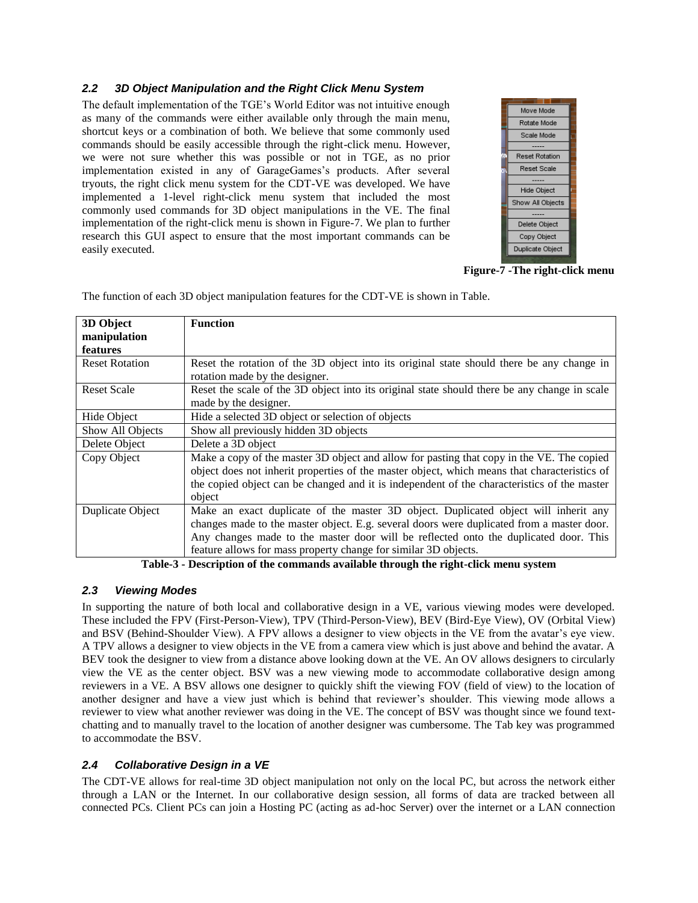### *2.2 3D Object Manipulation and the Right Click Menu System*

The default implementation of the TGE's World Editor was not intuitive enough as many of the commands were either available only through the main menu, shortcut keys or a combination of both. We believe that some commonly used commands should be easily accessible through the right-click menu. However, we were not sure whether this was possible or not in TGE, as no prior implementation existed in any of GarageGames's products. After several tryouts, the right click menu system for the CDT-VE was developed. We have implemented a 1-level right-click menu system that included the most commonly used commands for 3D object manipulations in the VE. The final implementation of the right-click menu is shown in Figure-7. We plan to further research this GUI aspect to ensure that the most important commands can be easily executed.

**Figure-7 -The right-click menu**

The function of each 3D object manipulation features for the CDT-VE is shown in Table.

| 3D Object manipulation features | Function |
| --- | --- |
| Reset Rotation | Reset the rotation of the 3D object into its original state should there be any change in rotation made by the designer. |
| Reset Scale | Reset the scale of the 3D object into its original state should there be any change in scale made by the designer. |
| Hide Object | Hide a selected 3D object or selection of objects |
| Show All Objects | Show all previously hidden 3D objects |
| Delete Object | Delete a 3D object |
| Copy Object | Make a copy of the master 3D object and allow for pasting that copy in the VE. The copied object does not inherit properties of the master object, which means that characteristics of the copied object can be changed and it is independent of the characteristics of the master object |
| Duplicate Object | Make an exact duplicate of the master 3D object. Duplicated object will inherit any changes made to the master object. E.g. several doors were duplicated from a master door. Any changes made to the master door will be reflected onto the duplicated door. This feature allows for mass property change for similar 3D objects. |

**Table-3 - Description of the commands available through the right-click menu system**

### *2.3 Viewing Modes*

In supporting the nature of both local and collaborative design in a VE, various viewing modes were developed. These included the FPV (First-Person-View), TPV (Third-Person-View), BEV (Bird-Eye View), OV (Orbital View) and BSV (Behind-Shoulder View). A FPV allows a designer to view objects in the VE from the avatar's eye view. A TPV allows a designer to view objects in the VE from a camera view which is just above and behind the avatar. A BEV took the designer to view from a distance above looking down at the VE. An OV allows designers to circularly view the VE as the center object. BSV was a new viewing mode to accommodate collaborative design among reviewers in a VE. A BSV allows one designer to quickly shift the viewing FOV (field of view) to the location of another designer and have a view just which is behind that reviewer's shoulder. This viewing mode allows a reviewer to view what another reviewer was doing in the VE. The concept of BSV was thought since we found text-chatting and to manually travel to the location of another designer was cumbersome. The Tab key was programmed to accommodate the BSV.

### *2.4 Collaborative Design in a VE*

The CDT-VE allows for real-time 3D object manipulation not only on the local PC, but across the network either through a LAN or the Internet. In our collaborative design session, all forms of data are tracked between all connected PCs. Client PCs can join a Hosting PC (acting as ad-hoc Server) over the internet or a LAN connection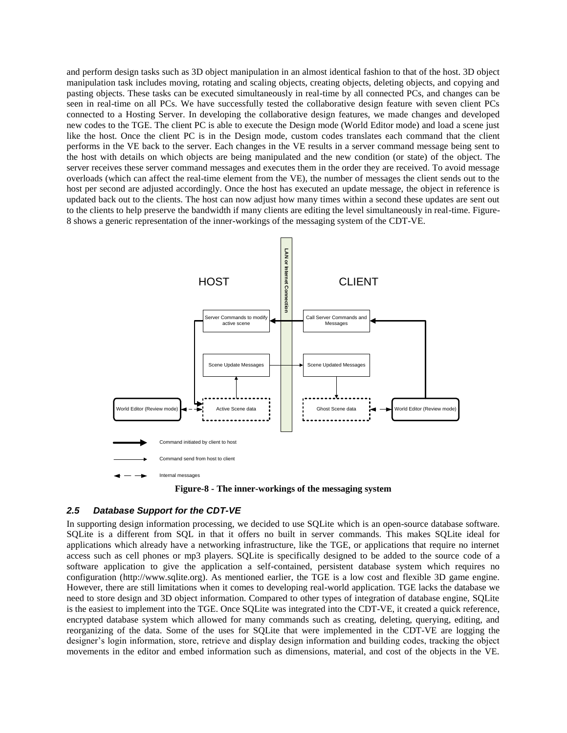and perform design tasks such as 3D object manipulation in an almost identical fashion to that of the host. 3D object manipulation task includes moving, rotating and scaling objects, creating objects, deleting objects, and copying and pasting objects. These tasks can be executed simultaneously in real-time by all connected PCs, and changes can be seen in real-time on all PCs. We have successfully tested the collaborative design feature with seven client PCs connected to a Hosting Server. In developing the collaborative design features, we made changes and developed new codes to the TGE. The client PC is able to execute the Design mode (World Editor mode) and load a scene just like the host. Once the client PC is in the Design mode, custom codes translates each command that the client performs in the VE back to the server. Each changes in the VE results in a server command message being sent to the host with details on which objects are being manipulated and the new condition (or state) of the object. The server receives these server command messages and executes them in the order they are received. To avoid message overloads (which can affect the real-time element from the VE), the number of messages the client sends out to the host per second are adjusted accordingly. Once the host has executed an update message, the object in reference is updated back out to the clients. The host can now adjust how many times within a second these updates are sent out to the clients to help preserve the bandwidth if many clients are editing the level simultaneously in real-time. Figure-8 shows a generic representation of the inner-workings of the messaging system of the CDT-VE.

**Figure-8 - The inner-workings of the messaging system**

### *2.5 Database Support for the CDT-VE*

In supporting design information processing, we decided to use SQLite which is an open-source database software. SQLite is a different from SQL in that it offers no built in server commands. This makes SQLite ideal for applications which already have a networking infrastructure, like the TGE, or applications that require no internet access such as cell phones or mp3 players. SQLite is specifically designed to be added to the source code of a software application to give the application a self-contained, persistent database system which requires no configuration (http://www.sqlite.org). As mentioned earlier, the TGE is a low cost and flexible 3D game engine. However, there are still limitations when it comes to developing real-world application. TGE lacks the database we need to store design and 3D object information. Compared to other types of integration of database engine, SQLite is the easiest to implement into the TGE. Once SQLite was integrated into the CDT-VE, it created a quick reference, encrypted database system which allowed for many commands such as creating, deleting, querying, editing, and reorganizing of the data. Some of the uses for SQLite that were implemented in the CDT-VE are logging the designer's login information, store, retrieve and display design information and building codes, tracking the object movements in the editor and embed information such as dimensions, material, and cost of the objects in the VE.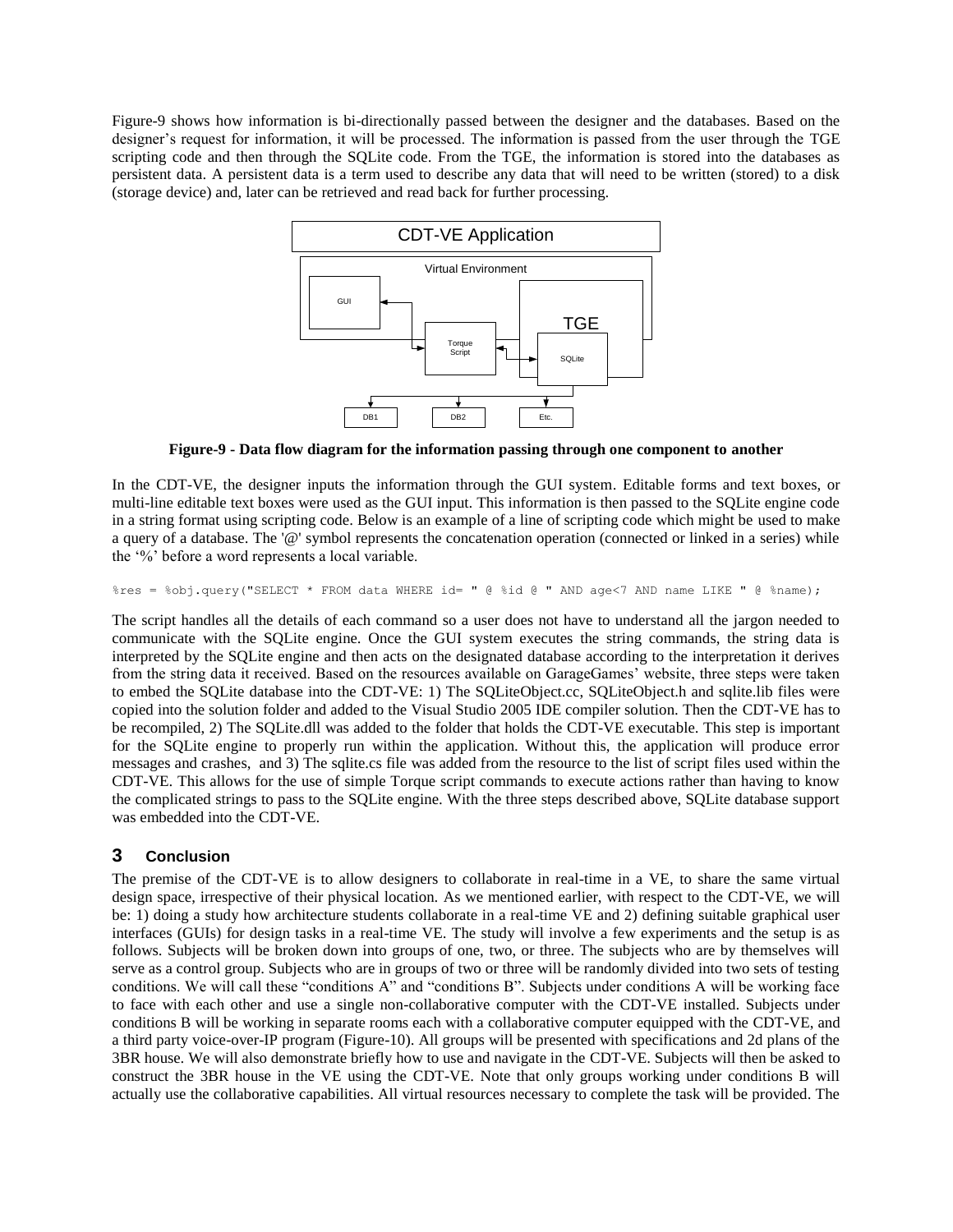Figure-9 shows how information is bi-directionally passed between the designer and the databases. Based on the designer's request for information, it will be processed. The information is passed from the user through the TGE scripting code and then through the SQLite code. From the TGE, the information is stored into the databases as persistent data. A persistent data is a term used to describe any data that will need to be written (stored) to a disk (storage device) and, later can be retrieved and read back for further processing.

**Figure-9 - Data flow diagram for the information passing through one component to another**

In the CDT-VE, the designer inputs the information through the GUI system. Editable forms and text boxes, or multi-line editable text boxes were used as the GUI input. This information is then passed to the SQLite engine code in a string format using scripting code. Below is an example of a line of scripting code which might be used to make a query of a database. The '@' symbol represents the concatenation operation (connected or linked in a series) while the '%' before a word represents a local variable.

```
%res = %obj.query("SELECT * FROM data WHERE id= " @ %id @ " AND age<7 AND name LIKE " @ %name);
```

The script handles all the details of each command so a user does not have to understand all the jargon needed to communicate with the SQLite engine. Once the GUI system executes the string commands, the string data is interpreted by the SQLite engine and then acts on the designated database according to the interpretation it derives from the string data it received. Based on the resources available on GarageGames' website, three steps were taken to embed the SQLite database into the CDT-VE: 1) The SQLiteObject.cc, SQLiteObject.h and sqlite.lib files were copied into the solution folder and added to the Visual Studio 2005 IDE compiler solution. Then the CDT-VE has to be recompiled, 2) The SQLite.dll was added to the folder that holds the CDT-VE executable. This step is important for the SQLite engine to properly run within the application. Without this, the application will produce error messages and crashes, and 3) The sqlite.cs file was added from the resource to the list of script files used within the CDT-VE. This allows for the use of simple Torque script commands to execute actions rather than having to know the complicated strings to pass to the SQLite engine. With the three steps described above, SQLite database support was embedded into the CDT-VE.

## 3 Conclusion

The premise of the CDT-VE is to allow designers to collaborate in real-time in a VE, to share the same virtual design space, irrespective of their physical location. As we mentioned earlier, with respect to the CDT-VE, we will be: 1) doing a study how architecture students collaborate in a real-time VE and 2) defining suitable graphical user interfaces (GUIs) for design tasks in a real-time VE. The study will involve a few experiments and the setup is as follows. Subjects will be broken down into groups of one, two, or three. The subjects who are by themselves will serve as a control group. Subjects who are in groups of two or three will be randomly divided into two sets of testing conditions. We will call these "conditions A" and "conditions B". Subjects under conditions A will be working face to face with each other and use a single non-collaborative computer with the CDT-VE installed. Subjects under conditions B will be working in separate rooms each with a collaborative computer equipped with the CDT-VE, and a third party voice-over-IP program (Figure-10). All groups will be presented with specifications and 2d plans of the 3BR house. We will also demonstrate briefly how to use and navigate in the CDT-VE. Subjects will then be asked to construct the 3BR house in the VE using the CDT-VE. Note that only groups working under conditions B will actually use the collaborative capabilities. All virtual resources necessary to complete the task will be provided. The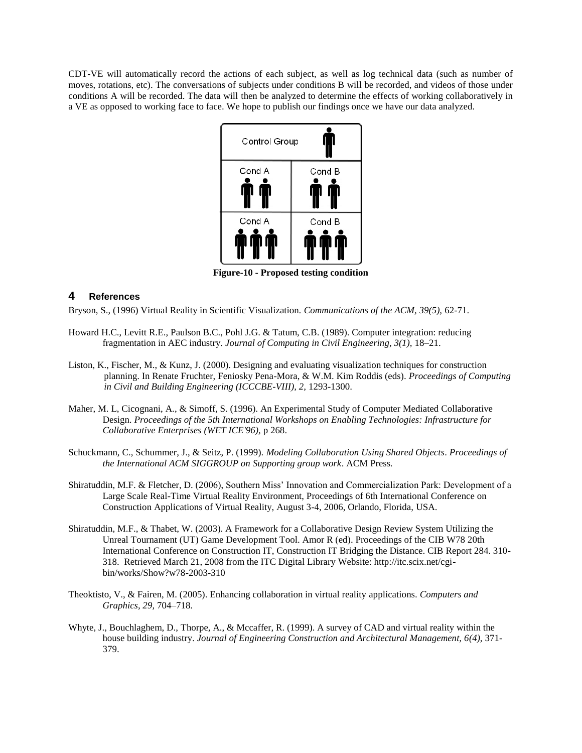CDT-VE will automatically record the actions of each subject, as well as log technical data (such as number of moves, rotations, etc). The conversations of subjects under conditions B will be recorded, and videos of those under conditions A will be recorded. The data will then be analyzed to determine the effects of working collaboratively in a VE as opposed to working face to face. We hope to publish our findings once we have our data analyzed.

Control Group

Cond A

Cond B

Cond A

Cond B

**Figure-10 - Proposed testing condition**

## 4 References

Bryson, S., (1996) Virtual Reality in Scientific Visualization. *Communications of the ACM, 39(5),* 62-71.

Howard H.C., Levitt R.E., Paulson B.C., Pohl J.G. & Tatum, C.B. (1989). Computer integration: reducing fragmentation in AEC industry. *Journal of Computing in Civil Engineering, 3(1),* 18–21.

Liston, K., Fischer, M., & Kunz, J. (2000). Designing and evaluating visualization techniques for construction planning. In Renate Fruchter, Feniosky Pena-Mora, & W.M. Kim Roddis (eds). *Proceedings of Computing in Civil and Building Engineering (ICCCBE-VIII), 2,* 1293-1300.

Maher, M. L, Cicognani, A., & Simoff, S. (1996). An Experimental Study of Computer Mediated Collaborative Design. *Proceedings of the 5th International Workshops on Enabling Technologies: Infrastructure for Collaborative Enterprises (WET ICE'96),* p 268.

Schuckmann, C., Schummer, J., & Seitz, P. (1999). *Modeling Collaboration Using Shared Objects*. *Proceedings of the International ACM SIGGROUP on Supporting group work*. ACM Press.

Shiratuddin, M.F. & Fletcher, D. (2006), Southern Miss' Innovation and Commercialization Park: Development of a Large Scale Real-Time Virtual Reality Environment, Proceedings of 6th International Conference on Construction Applications of Virtual Reality, August 3-4, 2006, Orlando, Florida, USA.

Shiratuddin, M.F., & Thabet, W. (2003). A Framework for a Collaborative Design Review System Utilizing the Unreal Tournament (UT) Game Development Tool. Amor R (ed). Proceedings of the CIB W78 20th International Conference on Construction IT, Construction IT Bridging the Distance. CIB Report 284. 310-318. Retrieved March 21, 2008 from the ITC Digital Library Website: http://itc.scix.net/cgi-bin/works/Show?w78-2003-310

Theoktisto, V., & Fairen, M. (2005). Enhancing collaboration in virtual reality applications. *Computers and Graphics, 29,* 704–718.

Whyte, J., Bouchlaghem, D., Thorpe, A., & Mccaffer, R. (1999). A survey of CAD and virtual reality within the house building industry. *Journal of Engineering Construction and Architectural Management, 6(4),* 371-379.